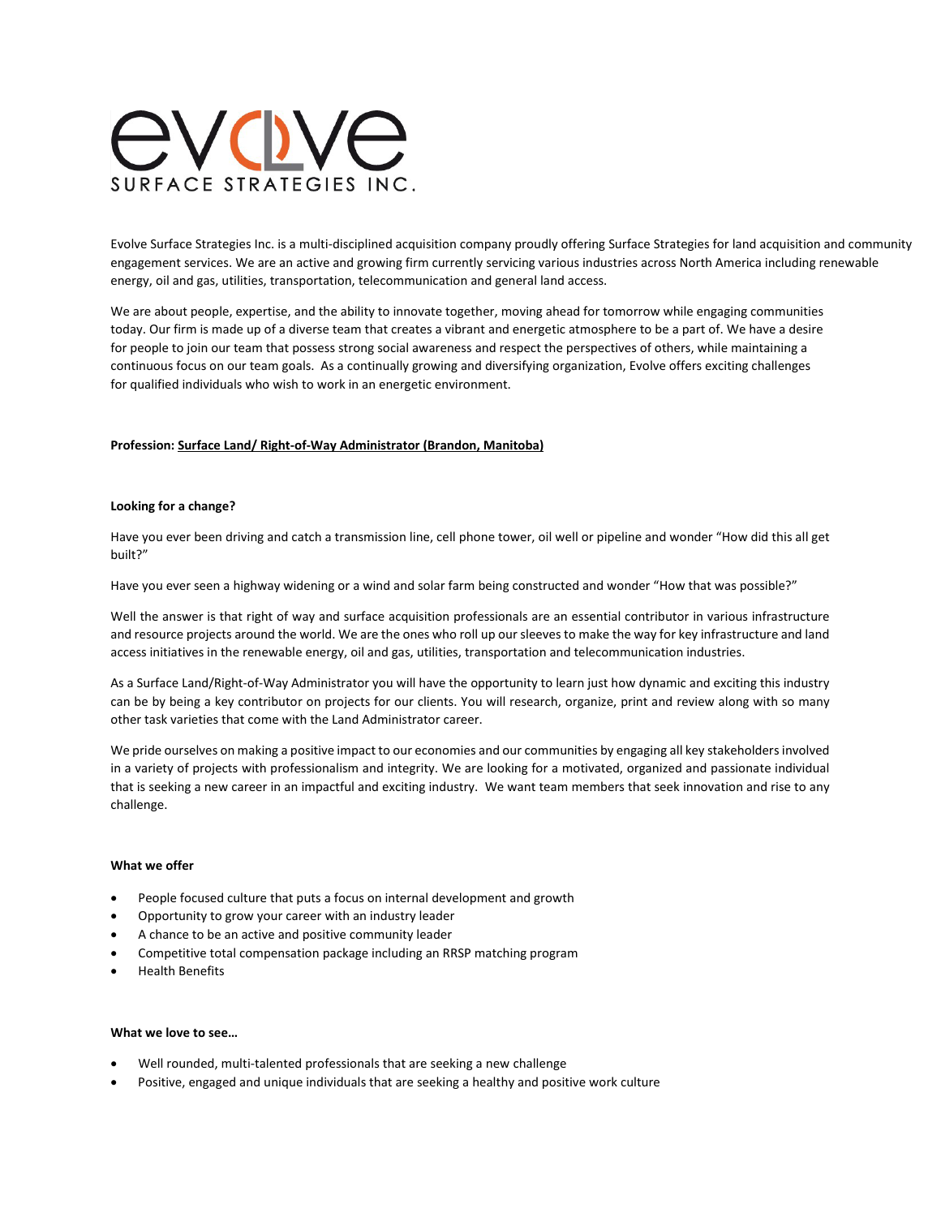# evolve
SURFACE STRATEGIES INC.

Evolve Surface Strategies Inc. is a multi-disciplined acquisition company proudly offering Surface Strategies for land acquisition and community engagement services. We are an active and growing firm currently servicing various industries across North America including renewable energy, oil and gas, utilities, transportation, telecommunication and general land access.

We are about people, expertise, and the ability to innovate together, moving ahead for tomorrow while engaging communities today. Our firm is made up of a diverse team that creates a vibrant and energetic atmosphere to be a part of. We have a desire for people to join our team that possess strong social awareness and respect the perspectives of others, while maintaining a continuous focus on our team goals. As a continually growing and diversifying organization, Evolve offers exciting challenges for qualified individuals who wish to work in an energetic environment.

**Profession: Surface Land/ Right-of-Way Administrator (Brandon, Manitoba)**

**Looking for a change?**

Have you ever been driving and catch a transmission line, cell phone tower, oil well or pipeline and wonder "How did this all get built?"

Have you ever seen a highway widening or a wind and solar farm being constructed and wonder "How that was possible?"

Well the answer is that right of way and surface acquisition professionals are an essential contributor in various infrastructure and resource projects around the world. We are the ones who roll up our sleeves to make the way for key infrastructure and land access initiatives in the renewable energy, oil and gas, utilities, transportation and telecommunication industries.

As a Surface Land/Right-of-Way Administrator you will have the opportunity to learn just how dynamic and exciting this industry can be by being a key contributor on projects for our clients. You will research, organize, print and review along with so many other task varieties that come with the Land Administrator career.

We pride ourselves on making a positive impact to our economies and our communities by engaging all key stakeholders involved in a variety of projects with professionalism and integrity. We are looking for a motivated, organized and passionate individual that is seeking a new career in an impactful and exciting industry. We want team members that seek innovation and rise to any challenge.

**What we offer**

- People focused culture that puts a focus on internal development and growth
- Opportunity to grow your career with an industry leader
- A chance to be an active and positive community leader
- Competitive total compensation package including an RRSP matching program
- Health Benefits

**What we love to see…**

- Well rounded, multi-talented professionals that are seeking a new challenge
- Positive, engaged and unique individuals that are seeking a healthy and positive work culture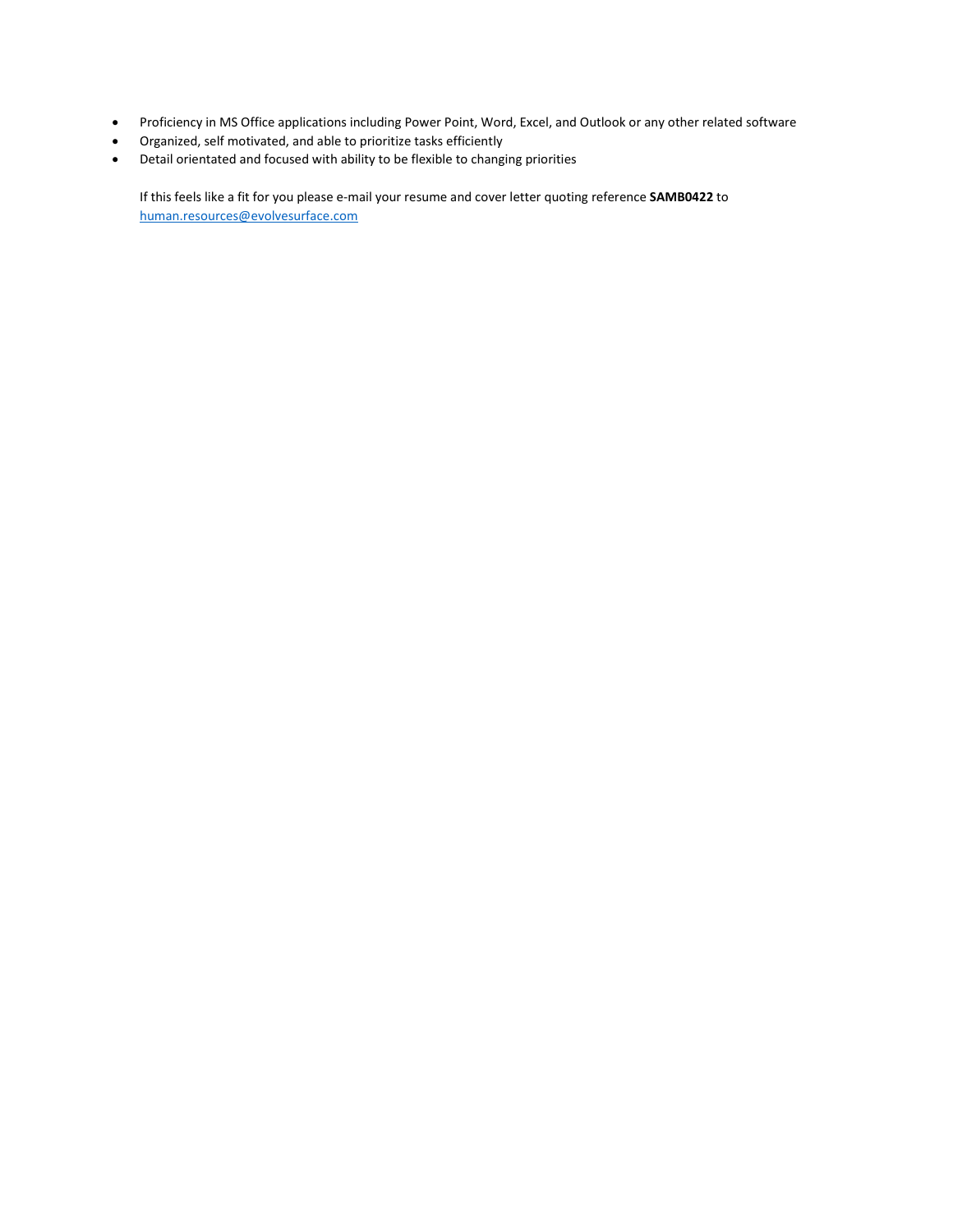- Proficiency in MS Office applications including Power Point, Word, Excel, and Outlook or any other related software
- Organized, self motivated, and able to prioritize tasks efficiently
- Detail orientated and focused with ability to be flexible to changing priorities

If this feels like a fit for you please e-mail your resume and cover letter quoting reference **SAMB0422** to [human.resources@evolvesurface.com](mailto:human.resources@evolvesurface.com)